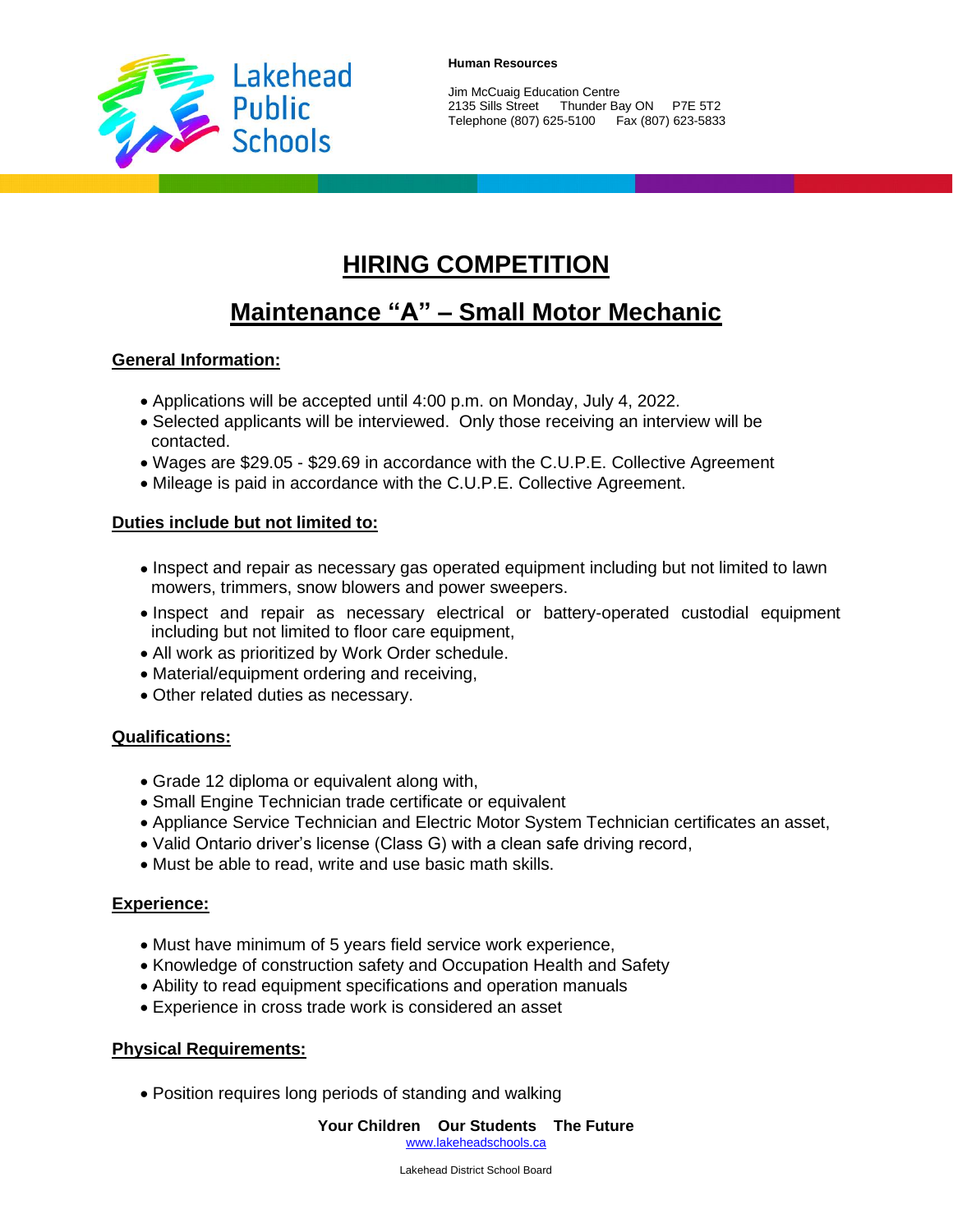Lakehead Public Schools

**Human Resources**

Jim McCuaig Education Centre
2135 Sills Street Thunder Bay ON P7E 5T2
Telephone (807) 625-5100 Fax (807) 623-5833

# HIRING COMPETITION

## Maintenance "A" – Small Motor Mechanic

### General Information:

- Applications will be accepted until 4:00 p.m. on Monday, July 4, 2022.
- Selected applicants will be interviewed. Only those receiving an interview will be contacted.
- Wages are $29.05 - $29.69 in accordance with the C.U.P.E. Collective Agreement
- Mileage is paid in accordance with the C.U.P.E. Collective Agreement.

### Duties include but not limited to:

- Inspect and repair as necessary gas operated equipment including but not limited to lawn mowers, trimmers, snow blowers and power sweepers.
- Inspect and repair as necessary electrical or battery-operated custodial equipment including but not limited to floor care equipment,
- All work as prioritized by Work Order schedule.
- Material/equipment ordering and receiving,
- Other related duties as necessary.

### Qualifications:

- Grade 12 diploma or equivalent along with,
- Small Engine Technician trade certificate or equivalent
- Appliance Service Technician and Electric Motor System Technician certificates an asset,
- Valid Ontario driver's license (Class G) with a clean safe driving record,
- Must be able to read, write and use basic math skills.

### Experience:

- Must have minimum of 5 years field service work experience,
- Knowledge of construction safety and Occupation Health and Safety
- Ability to read equipment specifications and operation manuals
- Experience in cross trade work is considered an asset

### Physical Requirements:

- Position requires long periods of standing and walking

**Your Children Our Students The Future**
www.lakeheadschools.ca

Lakehead District School Board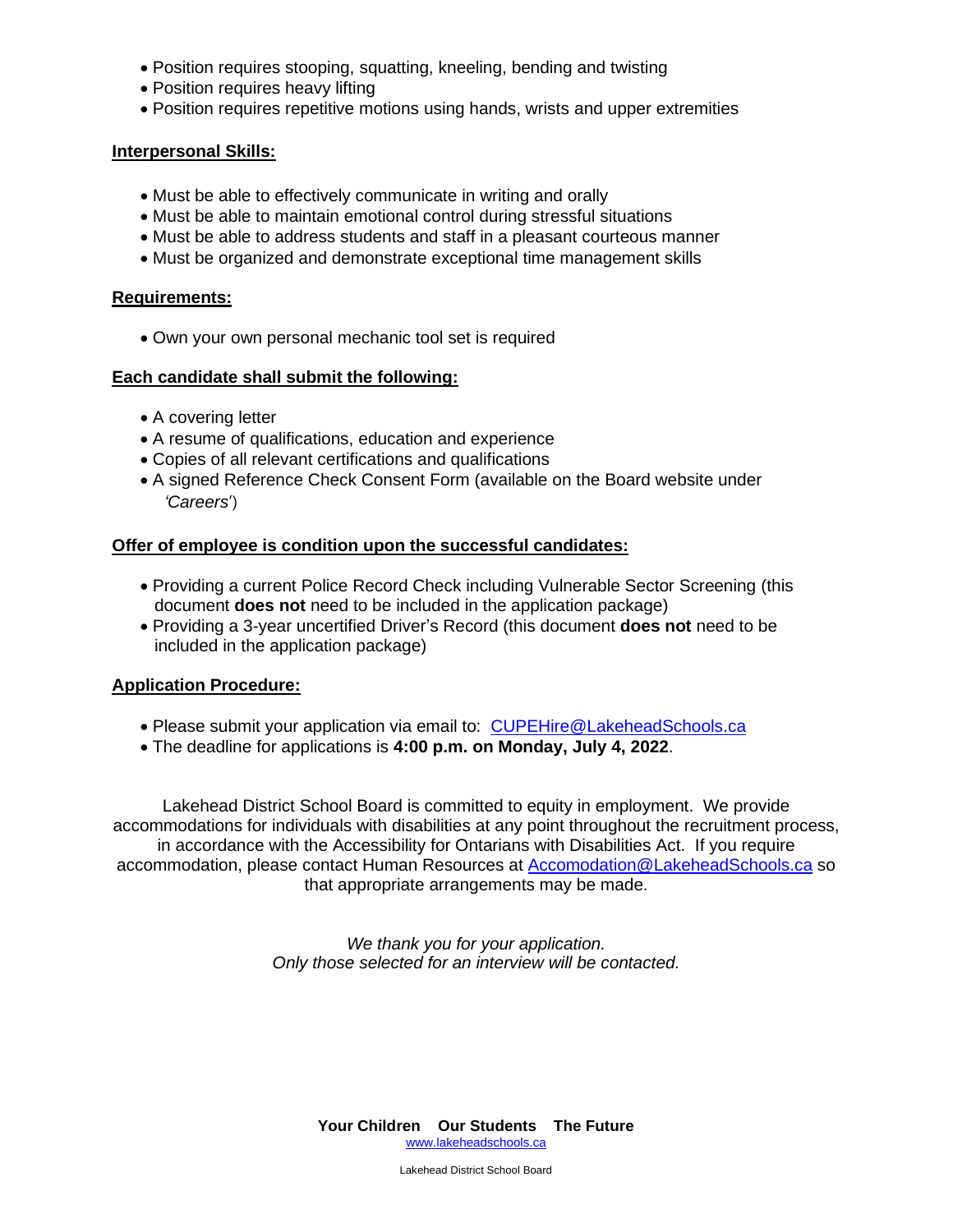- Position requires stooping, squatting, kneeling, bending and twisting
- Position requires heavy lifting
- Position requires repetitive motions using hands, wrists and upper extremities

**Interpersonal Skills:**

- Must be able to effectively communicate in writing and orally
- Must be able to maintain emotional control during stressful situations
- Must be able to address students and staff in a pleasant courteous manner
- Must be organized and demonstrate exceptional time management skills

**Requirements:**

- Own your own personal mechanic tool set is required

**Each candidate shall submit the following:**

- A covering letter
- A resume of qualifications, education and experience
- Copies of all relevant certifications and qualifications
- A signed Reference Check Consent Form (available on the Board website under *'Careers'*)

**Offer of employee is condition upon the successful candidates:**

- Providing a current Police Record Check including Vulnerable Sector Screening (this document **does not** need to be included in the application package)
- Providing a 3-year uncertified Driver's Record (this document **does not** need to be included in the application package)

**Application Procedure:**

- Please submit your application via email to: CUPEHire@LakeheadSchools.ca
- The deadline for applications is **4:00 p.m. on Monday, July 4, 2022**.

Lakehead District School Board is committed to equity in employment. We provide accommodations for individuals with disabilities at any point throughout the recruitment process, in accordance with the Accessibility for Ontarians with Disabilities Act. If you require accommodation, please contact Human Resources at Accomodation@LakeheadSchools.ca so that appropriate arrangements may be made.

*We thank you for your application.*
*Only those selected for an interview will be contacted.*

**Your Children Our Students The Future**
www.lakeheadschools.ca

Lakehead District School Board